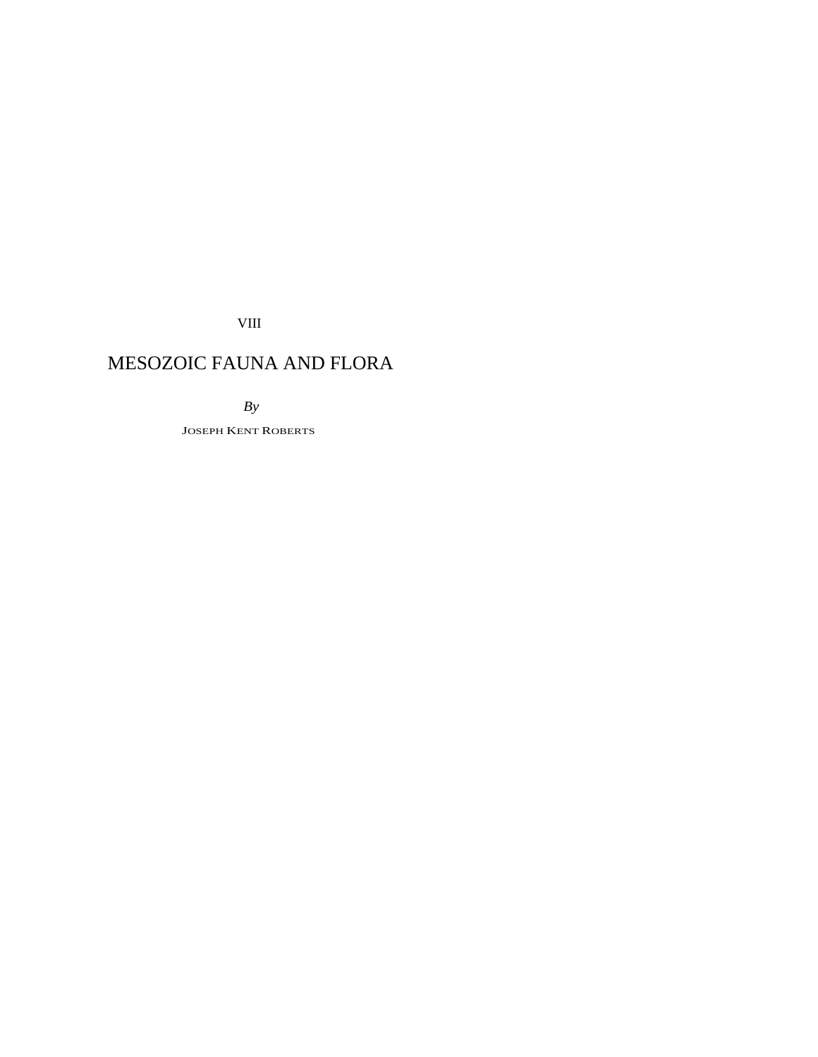VIII

# MESOZOIC FAUNA AND FLORA

*By*

JOSEPH KENT ROBERTS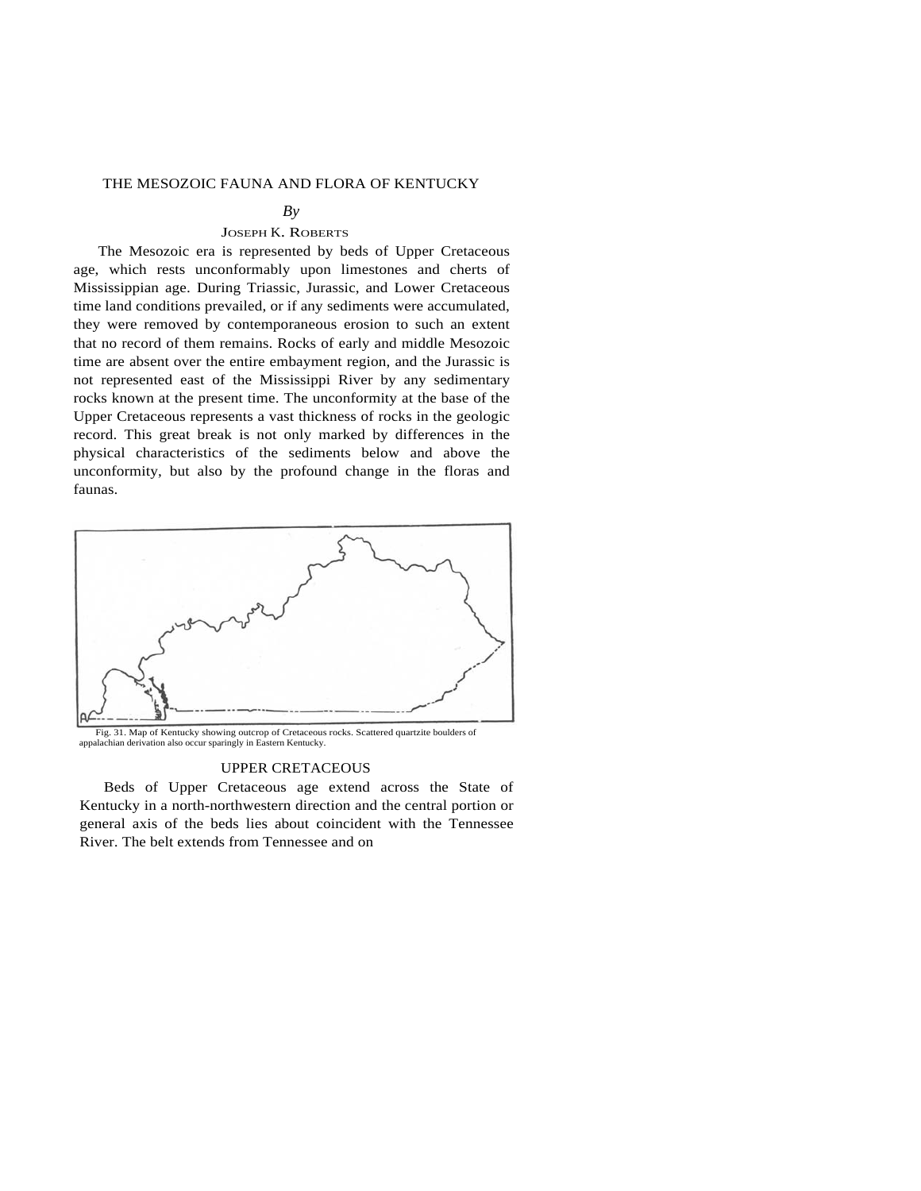THE MESOZOIC FAUNA AND FLORA OF KENTUCKY

*By*

JOSEPH K. ROBERTS

The Mesozoic era is represented by beds of Upper Cretaceous age, which rests unconformably upon limestones and cherts of Mississippian age. During Triassic, Jurassic, and Lower Cretaceous time land conditions prevailed, or if any sediments were accumulated, they were removed by contemporaneous erosion to such an extent that no record of them remains. Rocks of early and middle Mesozoic time are absent over the entire embayment region, and the Jurassic is not represented east of the Mississippi River by any sedimentary rocks known at the present time. The unconformity at the base of the Upper Cretaceous represents a vast thickness of rocks in the geologic record. This great break is not only marked by differences in the physical characteristics of the sediments below and above the unconformity, but also by the profound change in the floras and faunas.

Fig. 31. Map of Kentucky showing outcrop of Cretaceous rocks. Scattered quartzite boulders of appalachian derivation also occur sparingly in Eastern Kentucky.

## UPPER CRETACEOUS

Beds of Upper Cretaceous age extend across the State of Kentucky in a north-northwestern direction and the central portion or general axis of the beds lies about coincident with the Tennessee River. The belt extends from Tennessee and on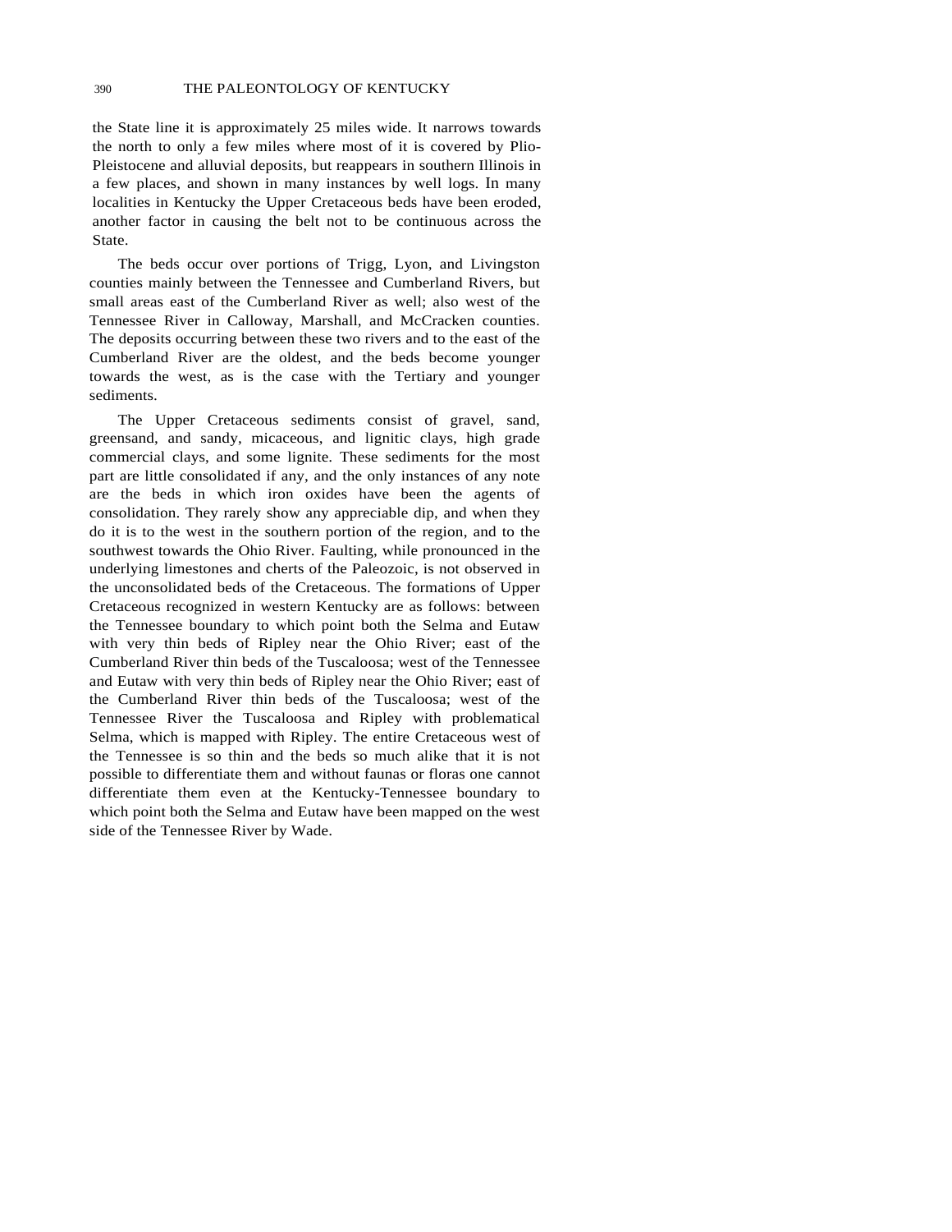the State line it is approximately 25 miles wide. It narrows towards the north to only a few miles where most of it is covered by Plio-Pleistocene and alluvial deposits, but reappears in southern Illinois in a few places, and shown in many instances by well logs. In many localities in Kentucky the Upper Cretaceous beds have been eroded, another factor in causing the belt not to be continuous across the State.

The beds occur over portions of Trigg, Lyon, and Livingston counties mainly between the Tennessee and Cumberland Rivers, but small areas east of the Cumberland River as well; also west of the Tennessee River in Calloway, Marshall, and McCracken counties. The deposits occurring between these two rivers and to the east of the Cumberland River are the oldest, and the beds become younger towards the west, as is the case with the Tertiary and younger sediments.

The Upper Cretaceous sediments consist of gravel, sand, greensand, and sandy, micaceous, and lignitic clays, high grade commercial clays, and some lignite. These sediments for the most part are little consolidated if any, and the only instances of any note are the beds in which iron oxides have been the agents of consolidation. They rarely show any appreciable dip, and when they do it is to the west in the southern portion of the region, and to the southwest towards the Ohio River. Faulting, while pronounced in the underlying limestones and cherts of the Paleozoic, is not observed in the unconsolidated beds of the Cretaceous. The formations of Upper Cretaceous recognized in western Kentucky are as follows: between the Tennessee boundary to which point both the Selma and Eutaw with very thin beds of Ripley near the Ohio River; east of the Cumberland River thin beds of the Tuscaloosa; west of the Tennessee and Eutaw with very thin beds of Ripley near the Ohio River; east of the Cumberland River thin beds of the Tuscaloosa; west of the Tennessee River the Tuscaloosa and Ripley with problematical Selma, which is mapped with Ripley. The entire Cretaceous west of the Tennessee is so thin and the beds so much alike that it is not possible to differentiate them and without faunas or floras one cannot differentiate them even at the Kentucky-Tennessee boundary to which point both the Selma and Eutaw have been mapped on the west side of the Tennessee River by Wade.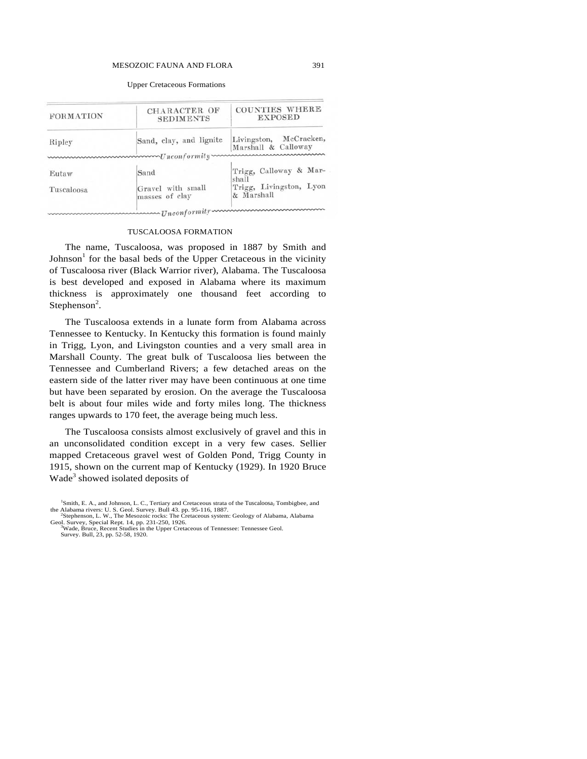Upper Cretaceous Formations

| FORMATION | CHARACTER OF SEDIMENTS | COUNTIES WHERE EXPOSED |
|---|---|---|
| Ripley | Sand, clay, and lignite | Livingston, McCracken, Marshall & Calloway |
| *Unconformity* | | |
| Eutaw | Sand | Trigg, Calloway & Marshall |
| Tuscaloosa | Gravel with small masses of clay | Trigg, Livingston, Lyon & Marshall |
| *Unconformity* | | |

## TUSCALOOSA FORMATION

The name, Tuscaloosa, was proposed in 1887 by Smith and Johnson[1] for the basal beds of the Upper Cretaceous in the vicinity of Tuscaloosa river (Black Warrior river), Alabama. The Tuscaloosa is best developed and exposed in Alabama where its maximum thickness is approximately one thousand feet according to Stephenson[2].

The Tuscaloosa extends in a lunate form from Alabama across Tennessee to Kentucky. In Kentucky this formation is found mainly in Trigg, Lyon, and Livingston counties and a very small area in Marshall County. The great bulk of Tuscaloosa lies between the Tennessee and Cumberland Rivers; a few detached areas on the eastern side of the latter river may have been continuous at one time but have been separated by erosion. On the average the Tuscaloosa belt is about four miles wide and forty miles long. The thickness ranges upwards to 170 feet, the average being much less.

The Tuscaloosa consists almost exclusively of gravel and this in an unconsolidated condition except in a very few cases. Sellier mapped Cretaceous gravel west of Golden Pond, Trigg County in 1915, shown on the current map of Kentucky (1929). In 1920 Bruce Wade[3] showed isolated deposits of

[1]Smith, E. A., and Johnson, L. C., Tertiary and Cretaceous strata of the Tuscaloosa, Tombigbee, and the Alabama rivers: U. S. Geol. Survey. Bull 43. pp. 95-116, 1887.

[2]Stephenson, L. W., The Mesozoic rocks: The Cretaceous system: Geology of Alabama, Alabama Geol. Survey, Special Rept. 14, pp. 231-250, 1926.

[3]Wade, Bruce, Recent Studies in the Upper Cretaceous of Tennessee: Tennessee Geol. Survey. Bull, 23, pp. 52-58, 1920.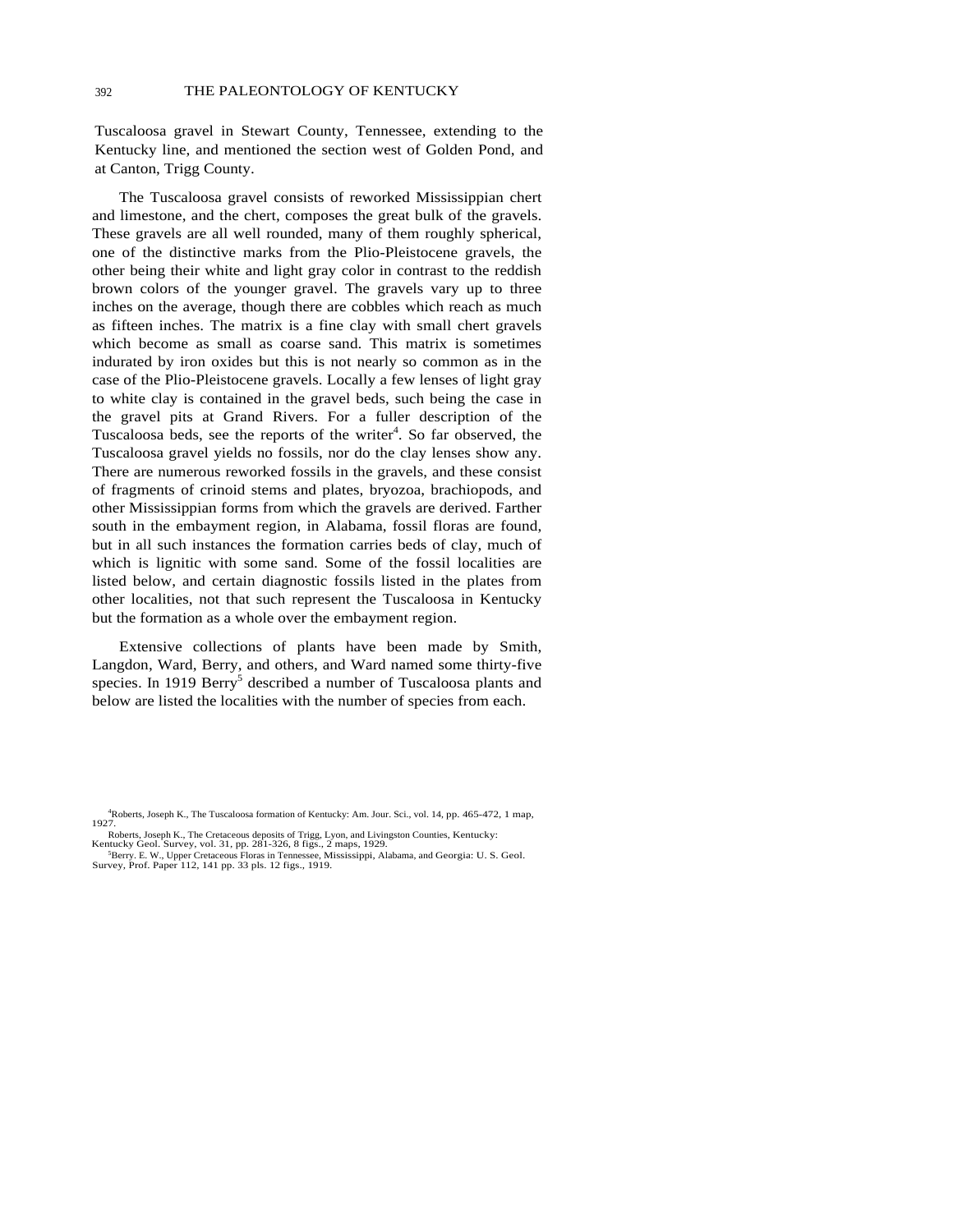Tuscaloosa gravel in Stewart County, Tennessee, extending to the Kentucky line, and mentioned the section west of Golden Pond, and at Canton, Trigg County.

The Tuscaloosa gravel consists of reworked Mississippian chert and limestone, and the chert, composes the great bulk of the gravels. These gravels are all well rounded, many of them roughly spherical, one of the distinctive marks from the Plio-Pleistocene gravels, the other being their white and light gray color in contrast to the reddish brown colors of the younger gravel. The gravels vary up to three inches on the average, though there are cobbles which reach as much as fifteen inches. The matrix is a fine clay with small chert gravels which become as small as coarse sand. This matrix is sometimes indurated by iron oxides but this is not nearly so common as in the case of the Plio-Pleistocene gravels. Locally a few lenses of light gray to white clay is contained in the gravel beds, such being the case in the gravel pits at Grand Rivers. For a fuller description of the Tuscaloosa beds, see the reports of the writer[4]. So far observed, the Tuscaloosa gravel yields no fossils, nor do the clay lenses show any. There are numerous reworked fossils in the gravels, and these consist of fragments of crinoid stems and plates, bryozoa, brachiopods, and other Mississippian forms from which the gravels are derived. Farther south in the embayment region, in Alabama, fossil floras are found, but in all such instances the formation carries beds of clay, much of which is lignitic with some sand. Some of the fossil localities are listed below, and certain diagnostic fossils listed in the plates from other localities, not that such represent the Tuscaloosa in Kentucky but the formation as a whole over the embayment region.

Extensive collections of plants have been made by Smith, Langdon, Ward, Berry, and others, and Ward named some thirty-five species. In 1919 Berry[5] described a number of Tuscaloosa plants and below are listed the localities with the number of species from each.

[4]Roberts, Joseph K., The Tuscaloosa formation of Kentucky: Am. Jour. Sci., vol. 14, pp. 465-472, 1 map, 1927.

Roberts, Joseph K., The Cretaceous deposits of Trigg, Lyon, and Livingston Counties, Kentucky: Kentucky Geol. Survey, vol. 31, pp. 281-326, 8 figs., 2 maps, 1929.

[5]Berry. E. W., Upper Cretaceous Floras in Tennessee, Mississippi, Alabama, and Georgia: U. S. Geol. Survey, Prof. Paper 112, 141 pp. 33 pls. 12 figs., 1919.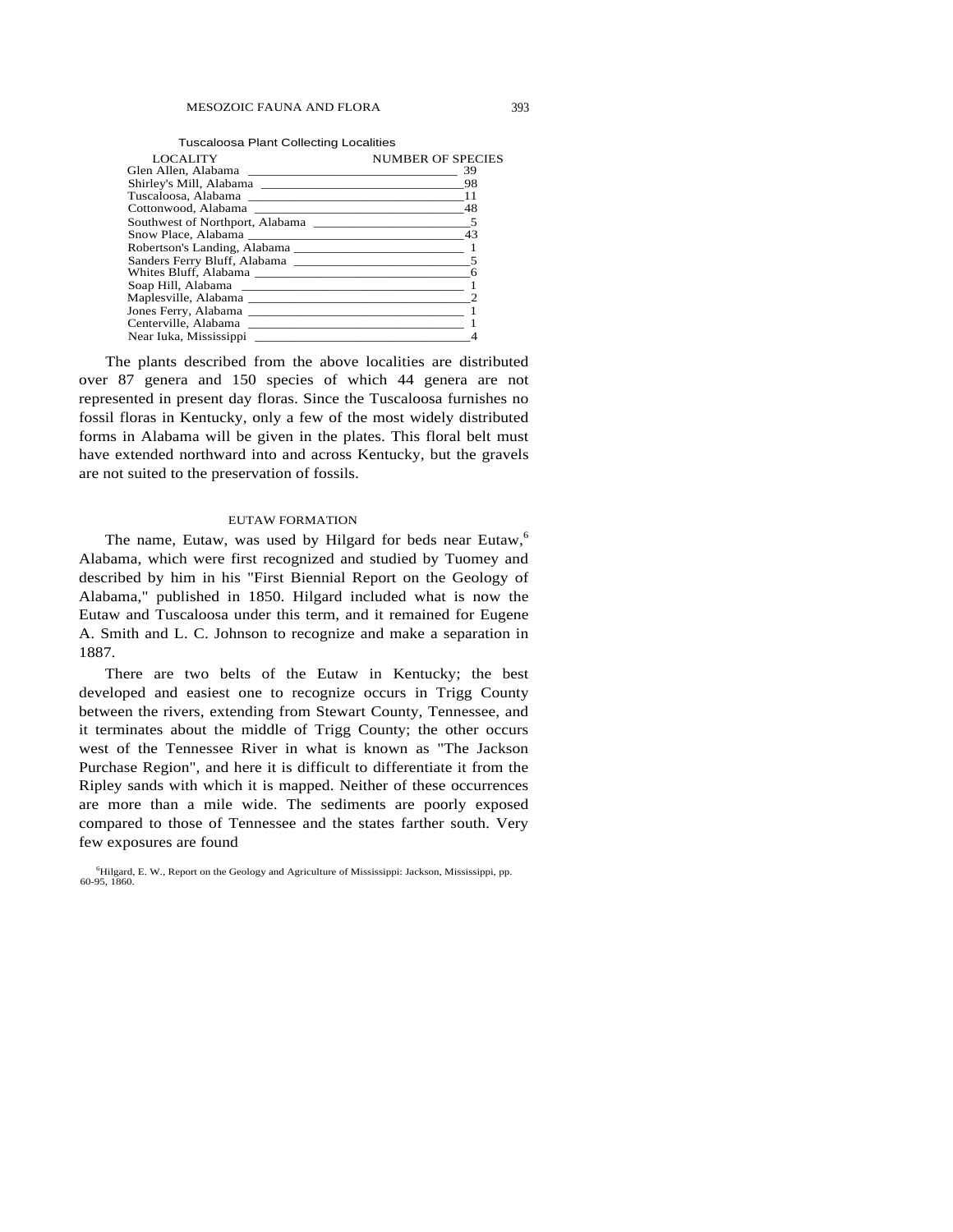Tuscaloosa Plant Collecting Localities

| LOCALITY | NUMBER OF SPECIES |
|---|---|
| Glen Allen, Alabama | 39 |
| Shirley's Mill, Alabama | 98 |
| Tuscaloosa, Alabama | 11 |
| Cottonwood, Alabama | 48 |
| Southwest of Northport, Alabama | 5 |
| Snow Place, Alabama | 43 |
| Robertson's Landing, Alabama | 1 |
| Sanders Ferry Bluff, Alabama | 5 |
| Whites Bluff, Alabama | 6 |
| Soap Hill, Alabama | 1 |
| Maplesville, Alabama | 2 |
| Jones Ferry, Alabama | 1 |
| Centerville, Alabama | 1 |
| Near Iuka, Mississippi | 4 |

The plants described from the above localities are distributed over 87 genera and 150 species of which 44 genera are not represented in present day floras. Since the Tuscaloosa furnishes no fossil floras in Kentucky, only a few of the most widely distributed forms in Alabama will be given in the plates. This floral belt must have extended northward into and across Kentucky, but the gravels are not suited to the preservation of fossils.

## EUTAW FORMATION

The name, Eutaw, was used by Hilgard for beds near Eutaw,[6] Alabama, which were first recognized and studied by Tuomey and described by him in his "First Biennial Report on the Geology of Alabama," published in 1850. Hilgard included what is now the Eutaw and Tuscaloosa under this term, and it remained for Eugene A. Smith and L. C. Johnson to recognize and make a separation in 1887.

There are two belts of the Eutaw in Kentucky; the best developed and easiest one to recognize occurs in Trigg County between the rivers, extending from Stewart County, Tennessee, and it terminates about the middle of Trigg County; the other occurs west of the Tennessee River in what is known as "The Jackson Purchase Region", and here it is difficult to differentiate it from the Ripley sands with which it is mapped. Neither of these occurrences are more than a mile wide. The sediments are poorly exposed compared to those of Tennessee and the states farther south. Very few exposures are found

[6] Hilgard, E. W., Report on the Geology and Agriculture of Mississippi: Jackson, Mississippi, pp. 60-95, 1860.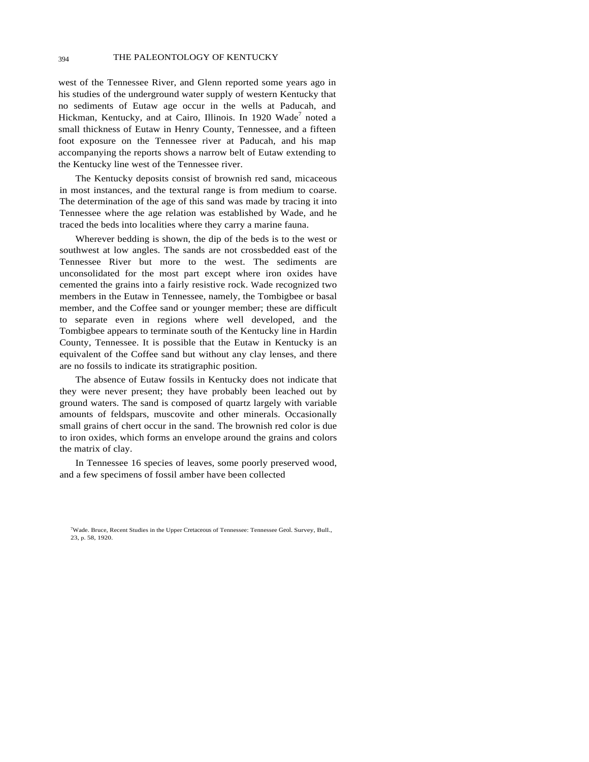west of the Tennessee River, and Glenn reported some years ago in his studies of the underground water supply of western Kentucky that no sediments of Eutaw age occur in the wells at Paducah, and Hickman, Kentucky, and at Cairo, Illinois. In 1920 Wade[7] noted a small thickness of Eutaw in Henry County, Tennessee, and a fifteen foot exposure on the Tennessee river at Paducah, and his map accompanying the reports shows a narrow belt of Eutaw extending to the Kentucky line west of the Tennessee river.

The Kentucky deposits consist of brownish red sand, micaceous in most instances, and the textural range is from medium to coarse. The determination of the age of this sand was made by tracing it into Tennessee where the age relation was established by Wade, and he traced the beds into localities where they carry a marine fauna.

Wherever bedding is shown, the dip of the beds is to the west or southwest at low angles. The sands are not crossbedded east of the Tennessee River but more to the west. The sediments are unconsolidated for the most part except where iron oxides have cemented the grains into a fairly resistive rock. Wade recognized two members in the Eutaw in Tennessee, namely, the Tombigbee or basal member, and the Coffee sand or younger member; these are difficult to separate even in regions where well developed, and the Tombigbee appears to terminate south of the Kentucky line in Hardin County, Tennessee. It is possible that the Eutaw in Kentucky is an equivalent of the Coffee sand but without any clay lenses, and there are no fossils to indicate its stratigraphic position.

The absence of Eutaw fossils in Kentucky does not indicate that they were never present; they have probably been leached out by ground waters. The sand is composed of quartz largely with variable amounts of feldspars, muscovite and other minerals. Occasionally small grains of chert occur in the sand. The brownish red color is due to iron oxides, which forms an envelope around the grains and colors the matrix of clay.

In Tennessee 16 species of leaves, some poorly preserved wood, and a few specimens of fossil amber have been collected

[7]Wade. Bruce, Recent Studies in the Upper Cretaceous of Tennessee: Tennessee Geol. Survey, Bull., 23, p. 58, 1920.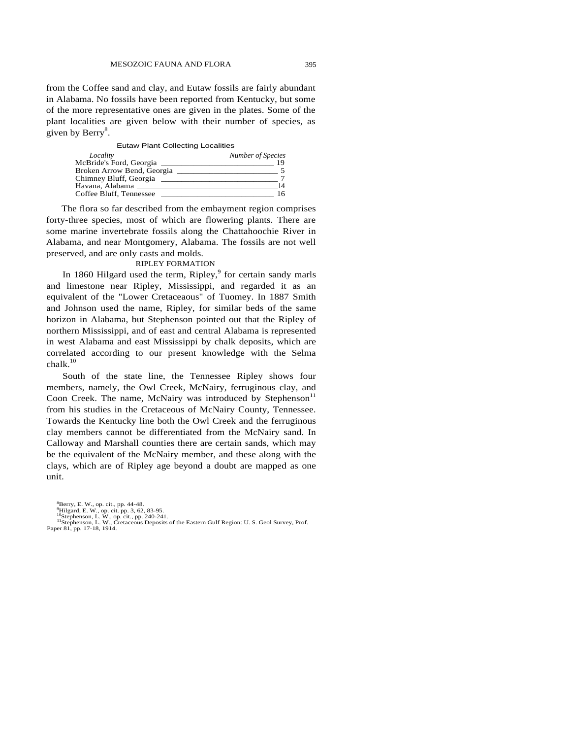from the Coffee sand and clay, and Eutaw fossils are fairly abundant in Alabama. No fossils have been reported from Kentucky, but some of the more representative ones are given in the plates. Some of the plant localities are given below with their number of species, as given by Berry[8].

Eutaw Plant Collecting Localities

| *Locality* | *Number of Species* |
|---|---|
| McBride's Ford, Georgia | 19 |
| Broken Arrow Bend, Georgia | 5 |
| Chimney Bluff, Georgia | 7 |
| Havana, Alabama | 14 |
| Coffee Bluff, Tennessee | 16 |

The flora so far described from the embayment region comprises forty-three species, most of which are flowering plants. There are some marine invertebrate fossils along the Chattahoochie River in Alabama, and near Montgomery, Alabama. The fossils are not well preserved, and are only casts and molds.

## RIPLEY FORMATION

In 1860 Hilgard used the term, Ripley,[9] for certain sandy marls and limestone near Ripley, Mississippi, and regarded it as an equivalent of the "Lower Cretaceaous" of Tuomey. In 1887 Smith and Johnson used the name, Ripley, for similar beds of the same horizon in Alabama, but Stephenson pointed out that the Ripley of northern Mississippi, and of east and central Alabama is represented in west Alabama and east Mississippi by chalk deposits, which are correlated according to our present knowledge with the Selma chalk.[10]

South of the state line, the Tennessee Ripley shows four members, namely, the Owl Creek, McNairy, ferruginous clay, and Coon Creek. The name, McNairy was introduced by Stephenson[11] from his studies in the Cretaceous of McNairy County, Tennessee. Towards the Kentucky line both the Owl Creek and the ferruginous clay members cannot be differentiated from the McNairy sand. In Calloway and Marshall counties there are certain sands, which may be the equivalent of the McNairy member, and these along with the clays, which are of Ripley age beyond a doubt are mapped as one unit.

[8] Berry, E. W., op. cit., pp. 44-48.
[9] Hilgard, E. W., op. cit. pp. 3, 62, 83-95.
[10] Stephenson, L. W., op. cit., pp. 240-241.
[11] Stephenson, L. W., Cretaceous Deposits of the Eastern Gulf Region: U. S. Geol Survey, Prof. Paper 81, pp. 17-18, 1914.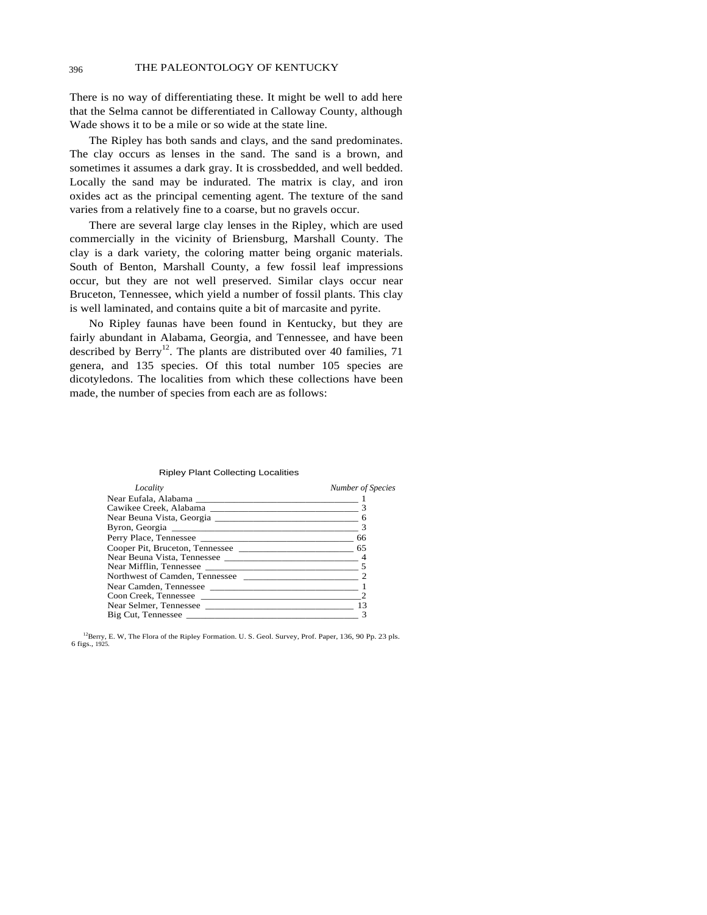There is no way of differentiating these. It might be well to add here that the Selma cannot be differentiated in Calloway County, although Wade shows it to be a mile or so wide at the state line.

The Ripley has both sands and clays, and the sand predominates. The clay occurs as lenses in the sand. The sand is a brown, and sometimes it assumes a dark gray. It is crossbedded, and well bedded. Locally the sand may be indurated. The matrix is clay, and iron oxides act as the principal cementing agent. The texture of the sand varies from a relatively fine to a coarse, but no gravels occur.

There are several large clay lenses in the Ripley, which are used commercially in the vicinity of Briensburg, Marshall County. The clay is a dark variety, the coloring matter being organic materials. South of Benton, Marshall County, a few fossil leaf impressions occur, but they are not well preserved. Similar clays occur near Bruceton, Tennessee, which yield a number of fossil plants. This clay is well laminated, and contains quite a bit of marcasite and pyrite.

No Ripley faunas have been found in Kentucky, but they are fairly abundant in Alabama, Georgia, and Tennessee, and have been described by Berry[12]. The plants are distributed over 40 families, 71 genera, and 135 species. Of this total number 105 species are dicotyledons. The localities from which these collections have been made, the number of species from each are as follows:

Ripley Plant Collecting Localities

| *Locality* | *Number of Species* |
|---|---|
| Near Eufala, Alabama | 1 |
| Cawikee Creek, Alabama | 3 |
| Near Beuna Vista, Georgia | 6 |
| Byron, Georgia | 3 |
| Perry Place, Tennessee | 66 |
| Cooper Pit, Bruceton, Tennessee | 65 |
| Near Beuna Vista, Tennessee | 4 |
| Near Mifflin, Tennessee | 5 |
| Northwest of Camden, Tennessee | 2 |
| Near Camden, Tennessee | 1 |
| Coon Creek, Tennessee | 2 |
| Near Selmer, Tennessee | 13 |
| Big Cut, Tennessee | 3 |

[12]Berry, E. W, The Flora of the Ripley Formation. U. S. Geol. Survey, Prof. Paper, 136, 90 Pp. 23 pls. 6 figs., 1925.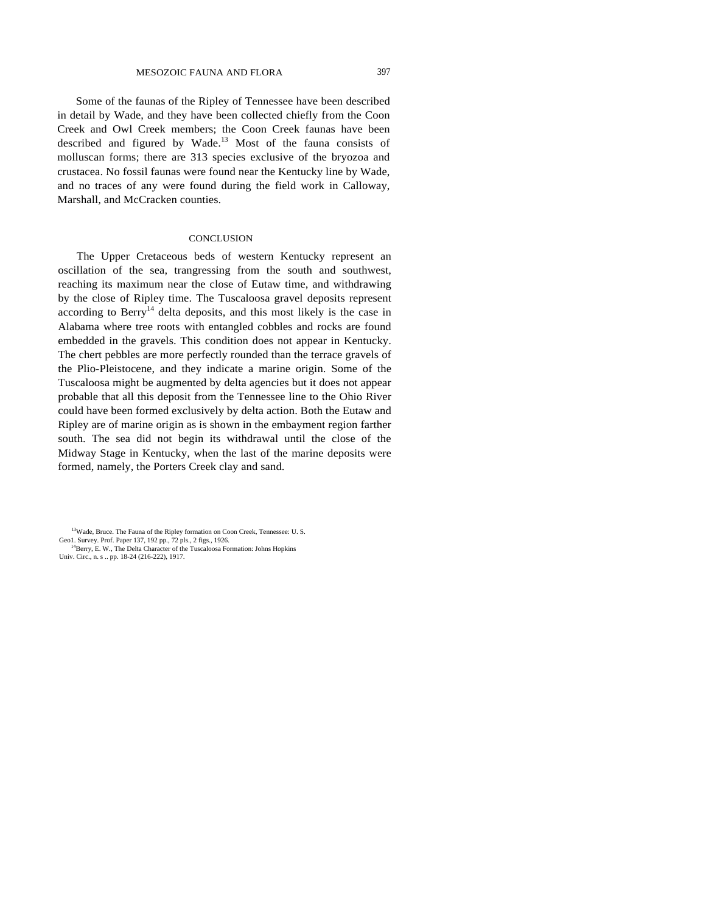Some of the faunas of the Ripley of Tennessee have been described in detail by Wade, and they have been collected chiefly from the Coon Creek and Owl Creek members; the Coon Creek faunas have been described and figured by Wade.[13] Most of the fauna consists of molluscan forms; there are 313 species exclusive of the bryozoa and crustacea. No fossil faunas were found near the Kentucky line by Wade, and no traces of any were found during the field work in Calloway, Marshall, and McCracken counties.

## CONCLUSION

The Upper Cretaceous beds of western Kentucky represent an oscillation of the sea, trangressing from the south and southwest, reaching its maximum near the close of Eutaw time, and withdrawing by the close of Ripley time. The Tuscaloosa gravel deposits represent according to Berry[14] delta deposits, and this most likely is the case in Alabama where tree roots with entangled cobbles and rocks are found embedded in the gravels. This condition does not appear in Kentucky. The chert pebbles are more perfectly rounded than the terrace gravels of the Plio-Pleistocene, and they indicate a marine origin. Some of the Tuscaloosa might be augmented by delta agencies but it does not appear probable that all this deposit from the Tennessee line to the Ohio River could have been formed exclusively by delta action. Both the Eutaw and Ripley are of marine origin as is shown in the embayment region farther south. The sea did not begin its withdrawal until the close of the Midway Stage in Kentucky, when the last of the marine deposits were formed, namely, the Porters Creek clay and sand.

[13]Wade, Bruce. The Fauna of the Ripley formation on Coon Creek, Tennessee: U. S. Geo1. Survey. Prof. Paper 137, 192 pp., 72 pls., 2 figs., 1926.

[14]Berry, E. W., The Delta Character of the Tuscaloosa Formation: Johns Hopkins Univ. Circ., n. s .. pp. 18-24 (216-222), 1917.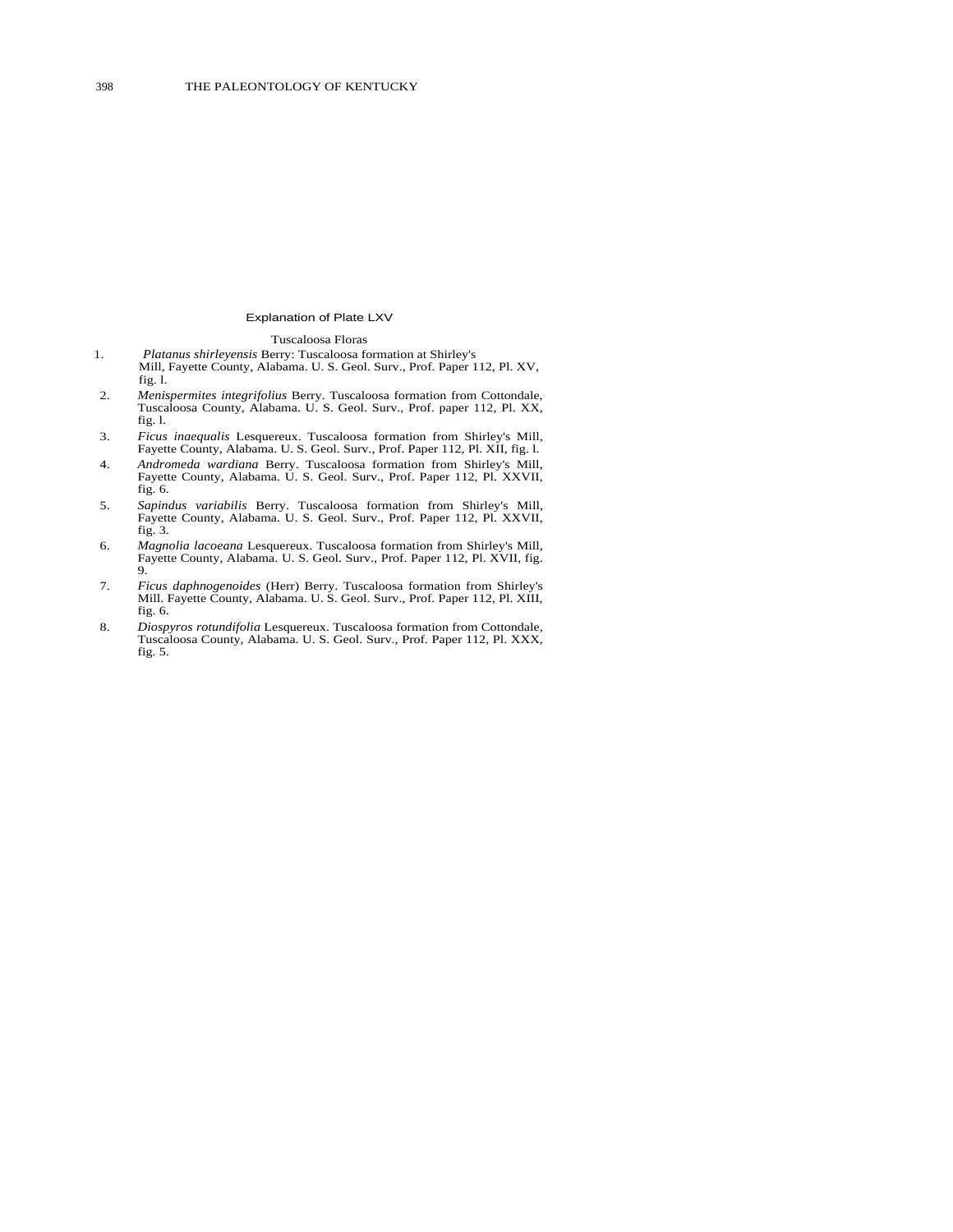## Explanation of Plate LXV

### Tuscaloosa Floras

1. *Platanus shirleyensis* Berry: Tuscaloosa formation at Shirley's Mill, Fayette County, Alabama. U. S. Geol. Surv., Prof. Paper 112, Pl. XV, fig. l.
2. *Menispermites integrifolius* Berry. Tuscaloosa formation from Cottondale, Tuscaloosa County, Alabama. U. S. Geol. Surv., Prof. paper 112, Pl. XX, fig. l.
3. *Ficus inaequalis* Lesquereux. Tuscaloosa formation from Shirley's Mill, Fayette County, Alabama. U. S. Geol. Surv., Prof. Paper 112, Pl. XII, fig. l.
4. *Andromeda wardiana* Berry. Tuscaloosa formation from Shirley's Mill, Fayette County, Alabama. U. S. Geol. Surv., Prof. Paper 112, Pl. XXVII, fig. 6.
5. *Sapindus variabilis* Berry. Tuscaloosa formation from Shirley's Mill, Fayette County, Alabama. U. S. Geol. Surv., Prof. Paper 112, Pl. XXVII, fig. 3.
6. *Magnolia lacoeana* Lesquereux. Tuscaloosa formation from Shirley's Mill, Fayette County, Alabama. U. S. Geol. Surv., Prof. Paper 112, Pl. XVII, fig. 9.
7. *Ficus daphnogenoides* (Herr) Berry. Tuscaloosa formation from Shirley's Mill. Fayette County, Alabama. U. S. Geol. Surv., Prof. Paper 112, Pl. XIII, fig. 6.
8. *Diospyros rotundifolia* Lesquereux. Tuscaloosa formation from Cottondale, Tuscaloosa County, Alabama. U. S. Geol. Surv., Prof. Paper 112, Pl. XXX, fig. 5.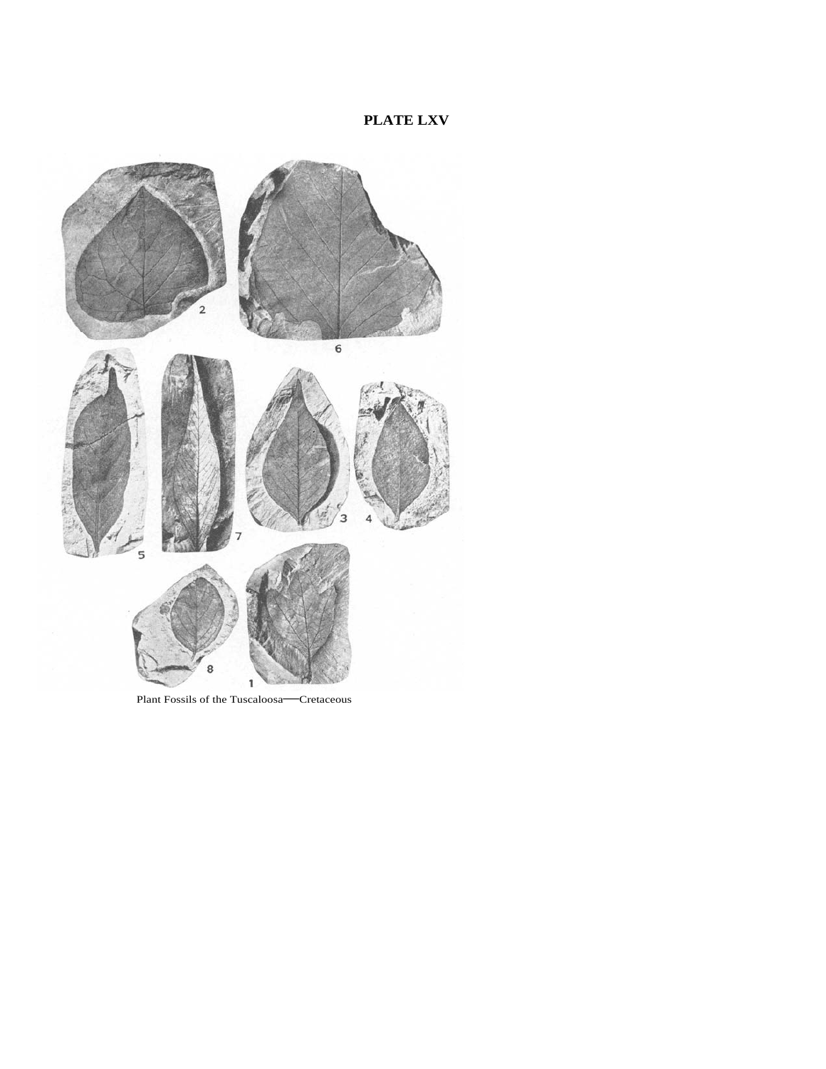# PLATE LXV

Plant Fossils of the Tuscaloosa—Cretaceous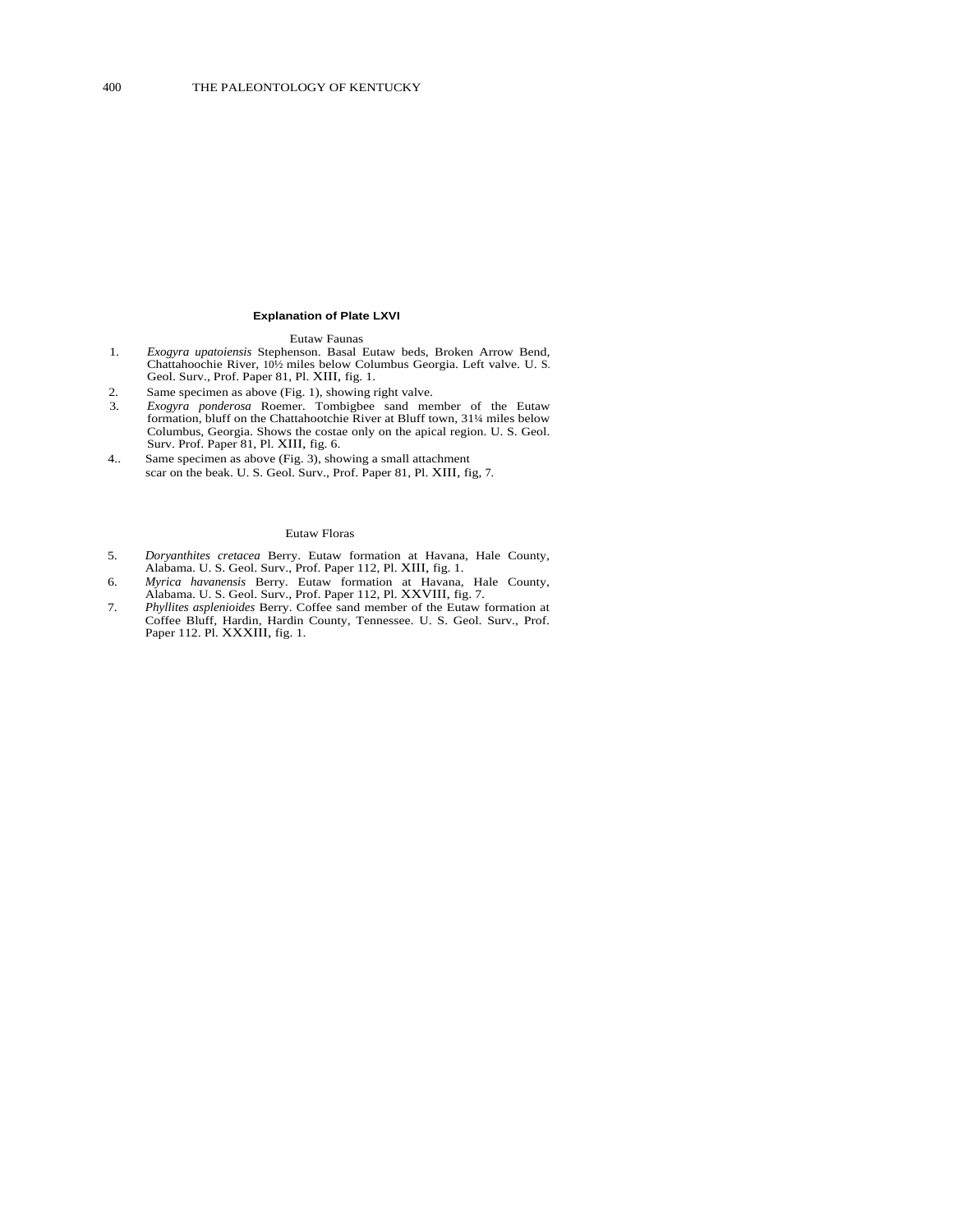**Explanation of Plate LXVI**

Eutaw Faunas

1. *Exogyra upatoiensis* Stephenson. Basal Eutaw beds, Broken Arrow Bend, Chattahoochie River, 10½ miles below Columbus Georgia. Left valve. U. S. Geol. Surv., Prof. Paper 81, Pl. XIII, fig. 1.
2. Same specimen as above (Fig. 1), showing right valve.
3. *Exogyra ponderosa* Roemer. Tombigbee sand member of the Eutaw formation, bluff on the Chattahootchie River at Bluff town, 31¼ miles below Columbus, Georgia. Shows the costae only on the apical region. U. S. Geol. Surv. Prof. Paper 81, Pl. XIII, fig. 6.
4. Same specimen as above (Fig. 3), showing a small attachment scar on the beak. U. S. Geol. Surv., Prof. Paper 81, Pl. XIII, fig, 7.

Eutaw Floras

5. *Doryanthites cretacea* Berry. Eutaw formation at Havana, Hale County, Alabama. U. S. Geol. Surv., Prof. Paper 112, Pl. XIII, fig. 1.
6. *Myrica havanensis* Berry. Eutaw formation at Havana, Hale County, Alabama. U. S. Geol. Surv., Prof. Paper 112, Pl. XXVIII, fig. 7.
7. *Phyllites asplenioides* Berry. Coffee sand member of the Eutaw formation at Coffee Bluff, Hardin, Hardin County, Tennessee. U. S. Geol. Surv., Prof. Paper 112. Pl. XXXIII, fig. 1.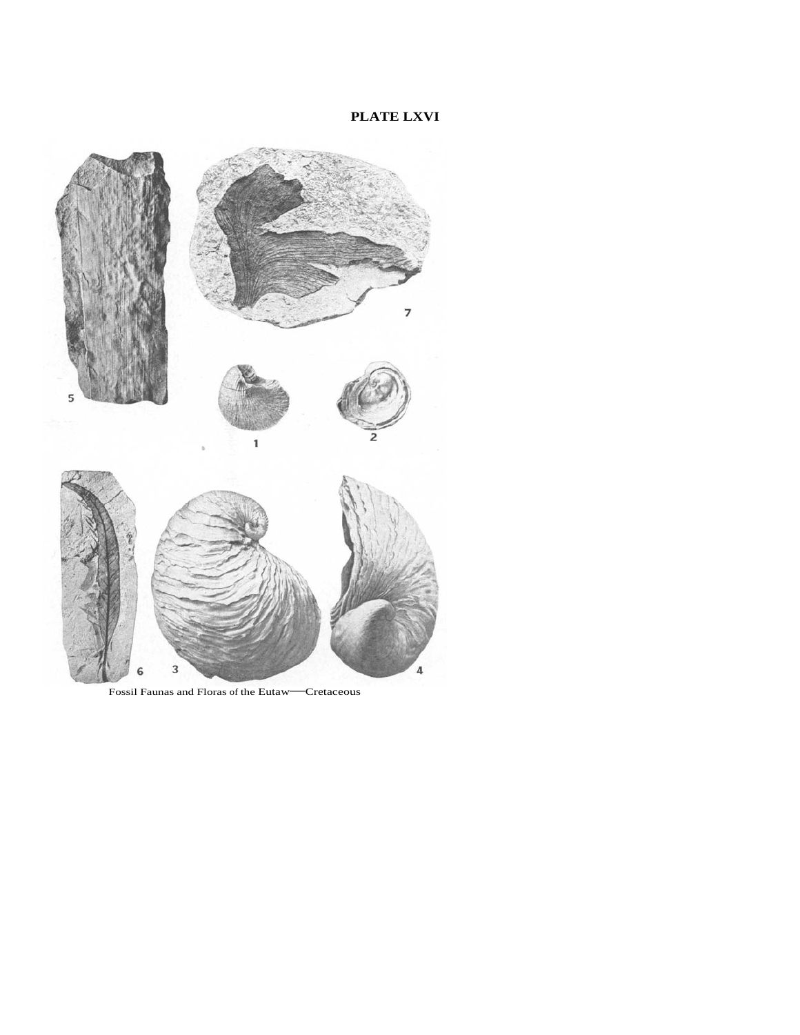# PLATE LXVI

Fossil Faunas and Floras of the Eutaw—Cretaceous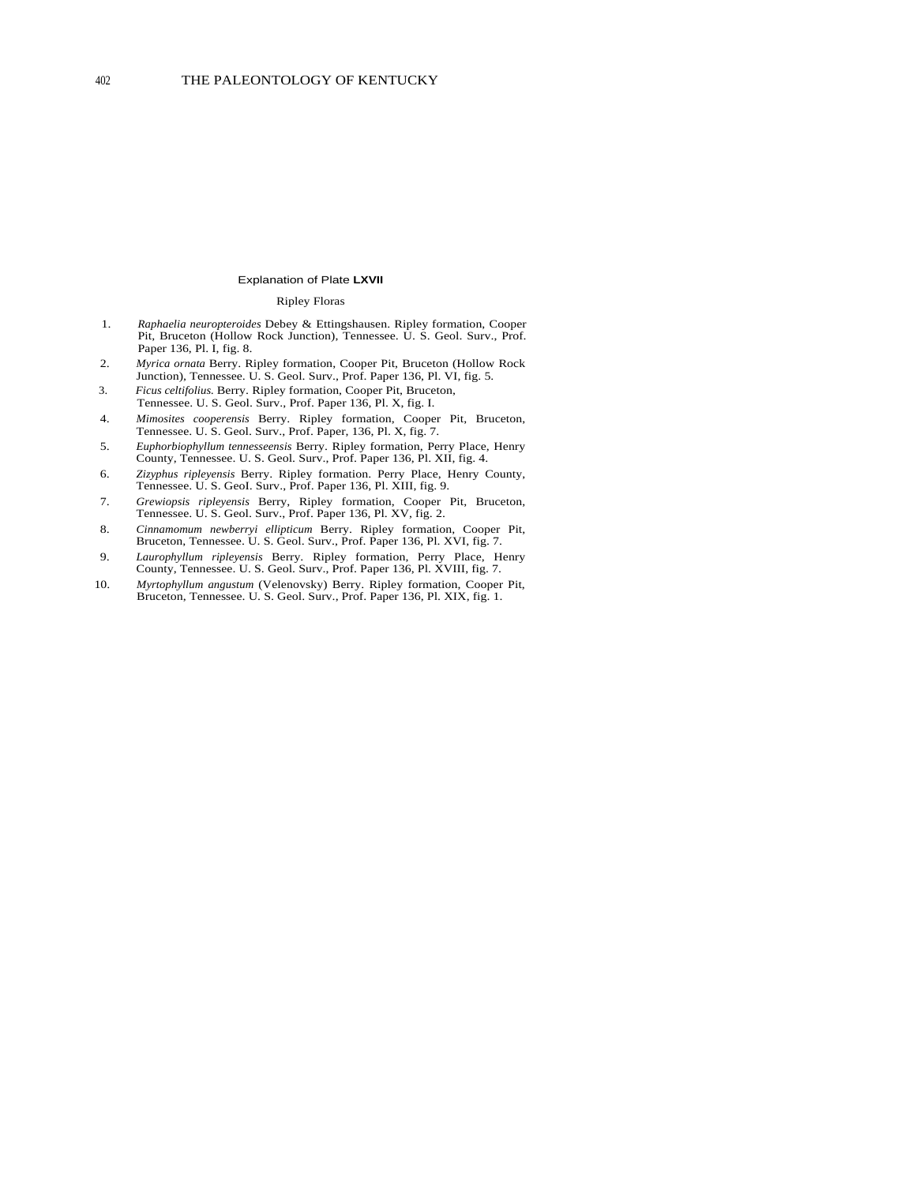## Explanation of Plate **LXVII**

### Ripley Floras

1. *Raphaelia neuropteroides* Debey & Ettingshausen. Ripley formation, Cooper Pit, Bruceton (Hollow Rock Junction), Tennessee. U. S. Geol. Surv., Prof. Paper 136, Pl. I, fig. 8.
2. *Myrica ornata* Berry. Ripley formation, Cooper Pit, Bruceton (Hollow Rock Junction), Tennessee. U. S. Geol. Surv., Prof. Paper 136, Pl. VI, fig. 5.
3. *Ficus celtifolius.* Berry. Ripley formation, Cooper Pit, Bruceton, Tennessee. U. S. Geol. Surv., Prof. Paper 136, Pl. X, fig. I.
4. *Mimosites cooperensis* Berry. Ripley formation, Cooper Pit, Bruceton, Tennessee. U. S. Geol. Surv., Prof. Paper, 136, Pl. X, fig. 7.
5. *Euphorbiophyllum tennesseensis* Berry. Ripley formation, Perry Place, Henry County, Tennessee. U. S. Geol. Surv., Prof. Paper 136, Pl. XII, fig. 4.
6. *Zizyphus ripleyensis* Berry. Ripley formation. Perry Place, Henry County, Tennessee. U. S. GeoI. Surv., Prof. Paper 136, Pl. XIII, fig. 9.
7. *Grewiopsis ripleyensis* Berry, Ripley formation, Cooper Pit, Bruceton, Tennessee. U. S. Geol. Surv., Prof. Paper 136, Pl. XV, fig. 2.
8. *Cinnamomum newberryi ellipticum* Berry. Ripley formation, Cooper Pit, Bruceton, Tennessee. U. S. Geol. Surv., Prof. Paper 136, Pl. XVI, fig. 7.
9. *Laurophyllum ripleyensis* Berry. Ripley formation, Perry Place, Henry County, Tennessee. U. S. Geol. Surv., Prof. Paper 136, Pl. XVIII, fig. 7.
10. *Myrtophyllum angustum* (Velenovsky) Berry. Ripley formation, Cooper Pit, Bruceton, Tennessee. U. S. Geol. Surv., Prof. Paper 136, Pl. XIX, fig. 1.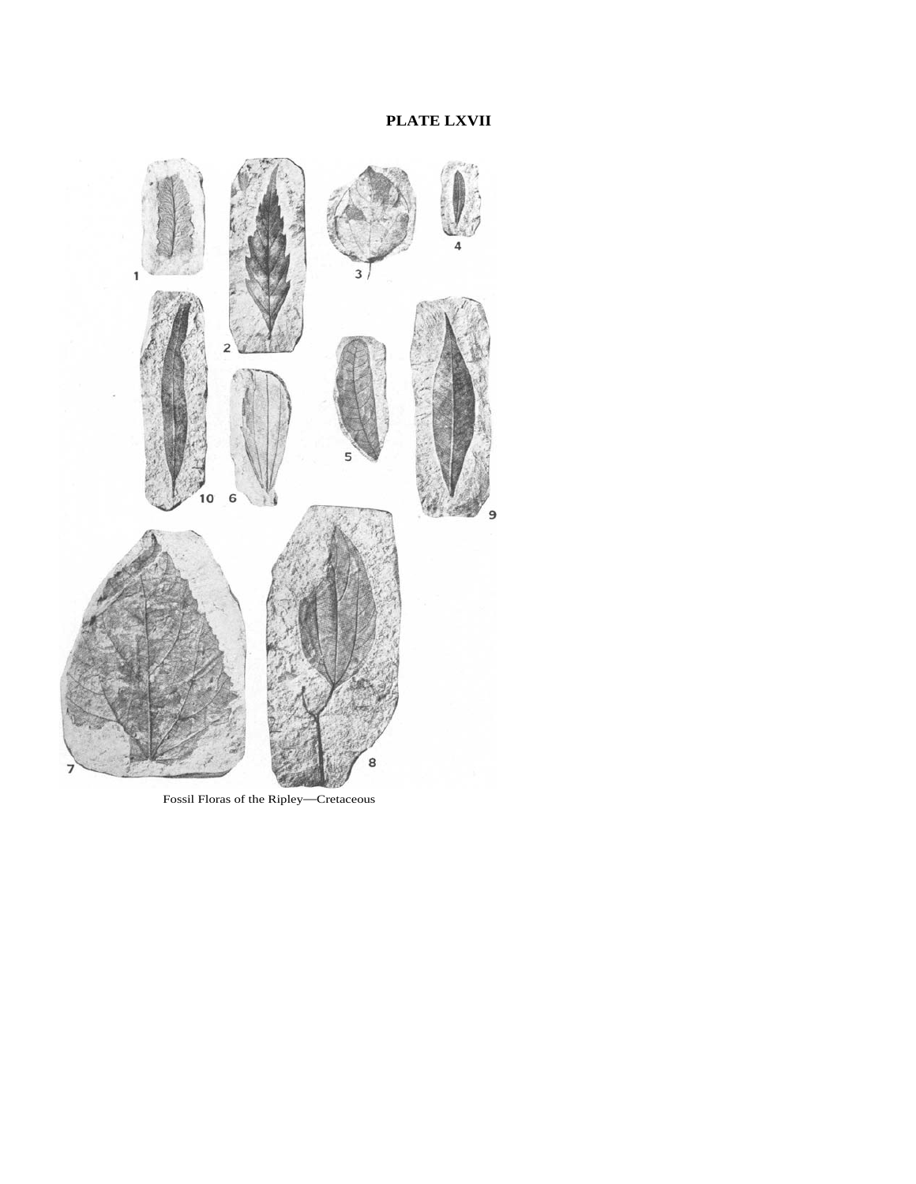**PLATE LXVII**

Fossil Floras of the Ripley—Cretaceous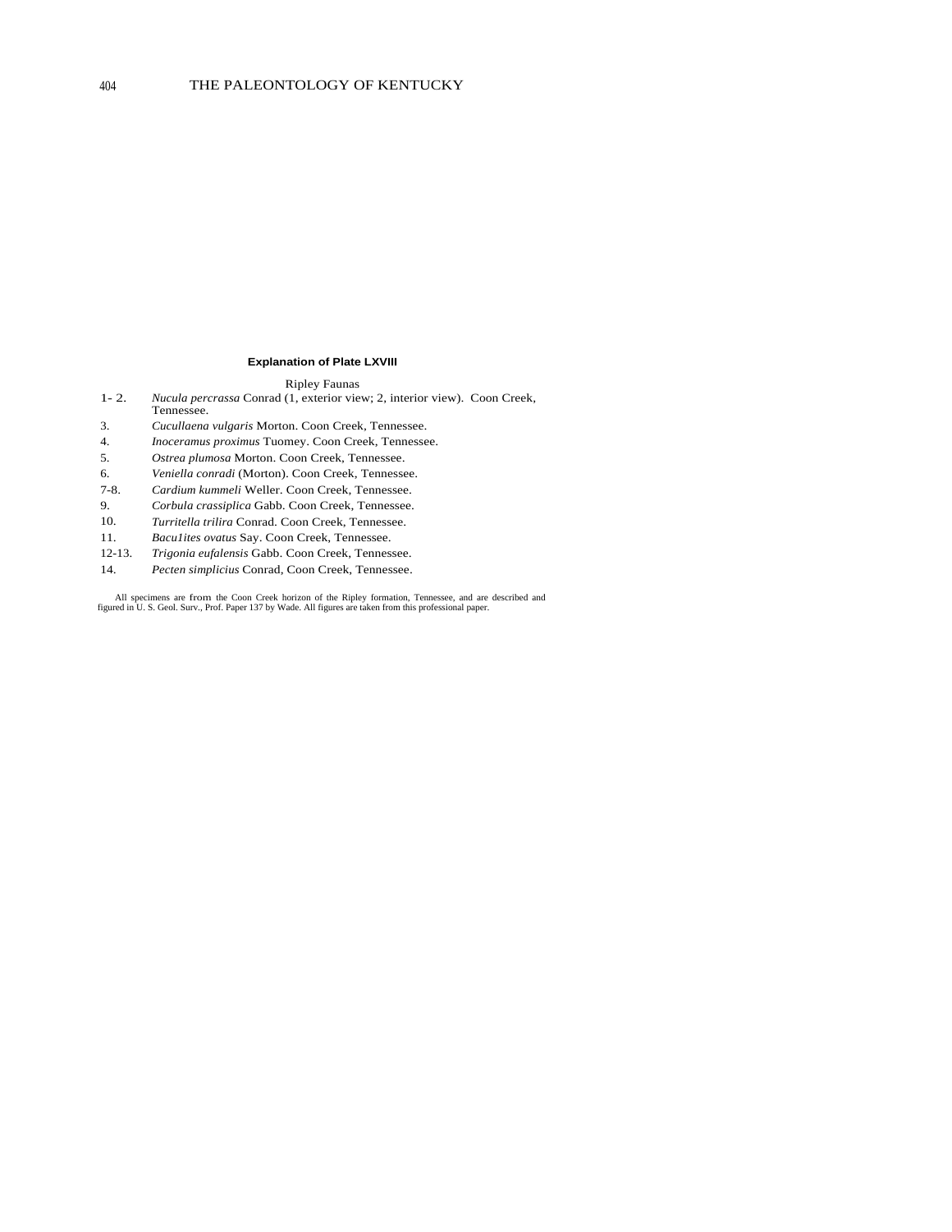## Explanation of Plate LXVIII

Ripley Faunas

1- 2. *Nucula percrassa* Conrad (1, exterior view; 2, interior view). Coon Creek, Tennessee.
3. *Cucullaena vulgaris* Morton. Coon Creek, Tennessee.
4. *Inoceramus proximus* Tuomey. Coon Creek, Tennessee.
5. *Ostrea plumosa* Morton. Coon Creek, Tennessee.
6. *Veniella conradi* (Morton). Coon Creek, Tennessee.
7-8. *Cardium kummeli* Weller. Coon Creek, Tennessee.
9. *Corbula crassiplica* Gabb. Coon Creek, Tennessee.
10. *Turritella trilira* Conrad. Coon Creek, Tennessee.
11. *Bacu1ites ovatus* Say. Coon Creek, Tennessee.
12-13. *Trigonia eufalensis* Gabb. Coon Creek, Tennessee.
14. *Pecten simplicius* Conrad, Coon Creek, Tennessee.

All specimens are from the Coon Creek horizon of the Ripley formation, Tennessee, and are described and figured in U. S. Geol. Surv., Prof. Paper 137 by Wade. All figures are taken from this professional paper.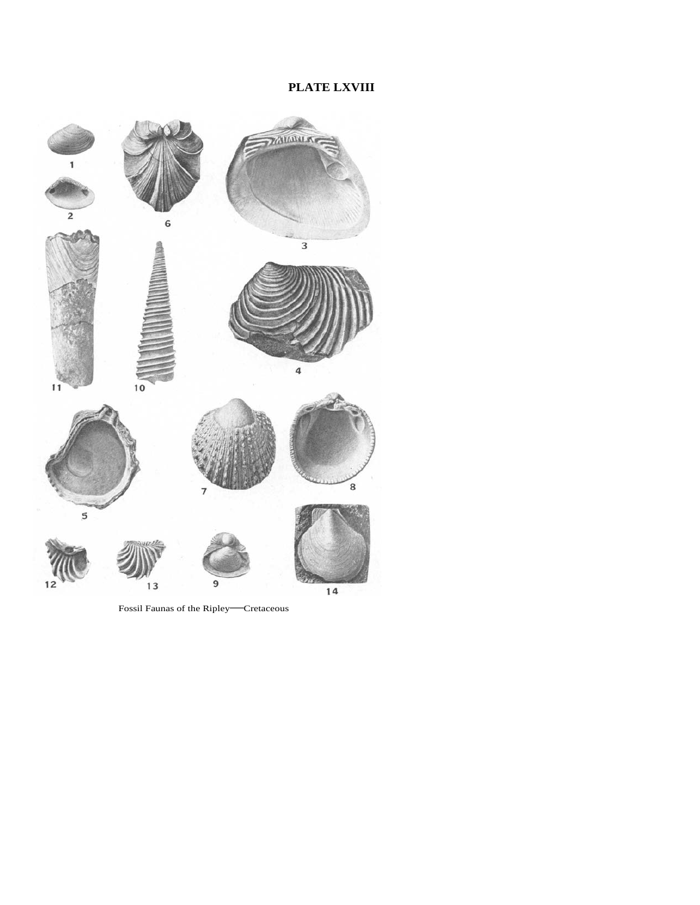# PLATE LXVIII

1

2

6

3

11

10

4

5

7

8

12

13

9

14

Fossil Faunas of the Ripley—Cretaceous